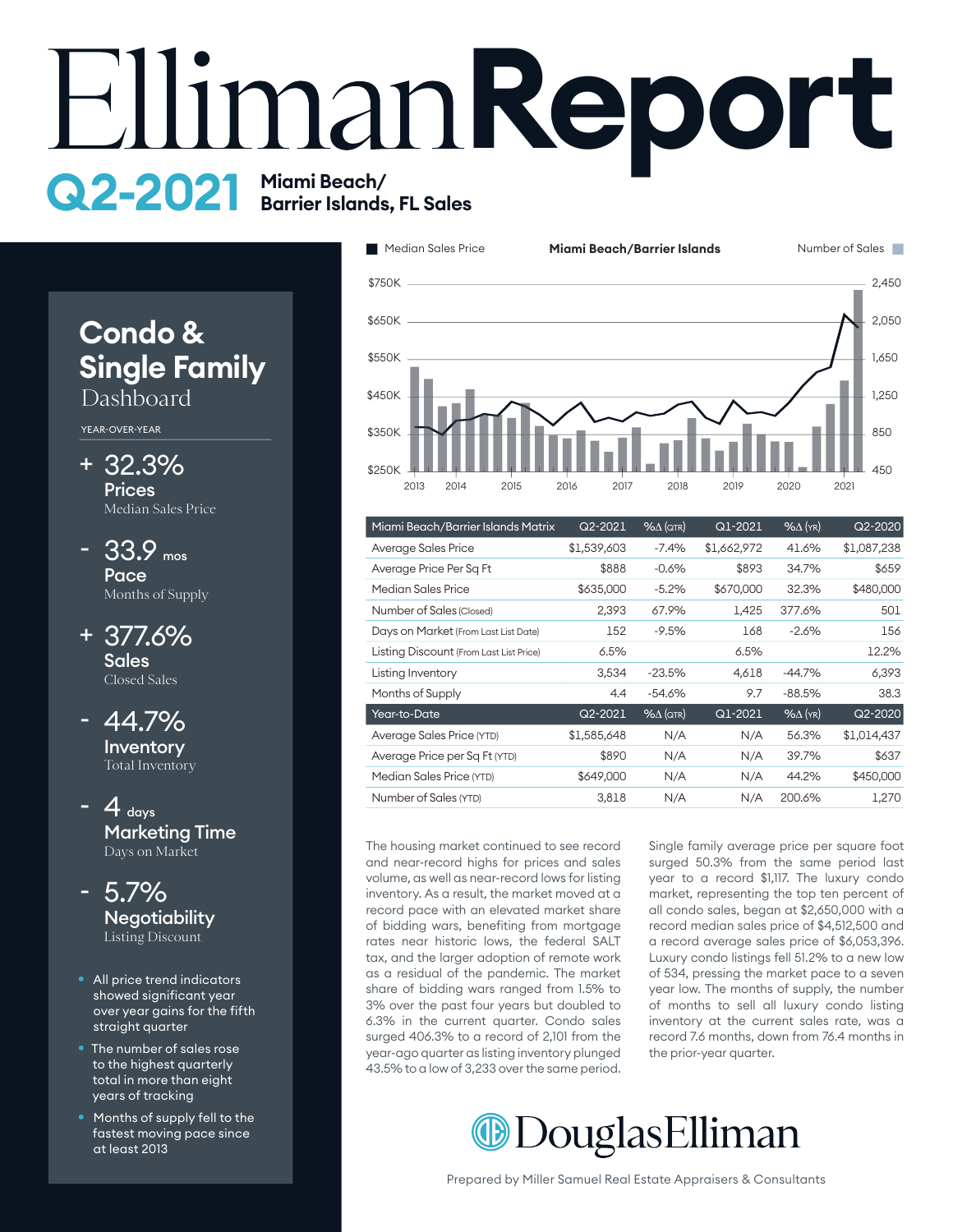# Elliman Report

## Q2-2021 Miami Beach/ Barrier Islands, FL Sales

## Condo & Single Family Dashboard

YEAR-OVER-YEAR

**+ 32.3%**
**Prices**
Median Sales Price

**- 33.9 mos**
**Pace**
Months of Supply

**+ 377.6%**
**Sales**
Closed Sales

**- 44.7%**
**Inventory**
Total Inventory

**- 4 days**
**Marketing Time**
Days on Market

**- 5.7%**
**Negotiability**
Listing Discount

- All price trend indicators showed significant year over year gains for the fifth straight quarter
- The number of sales rose to the highest quarterly total in more than eight years of tracking
- Months of supply fell to the fastest moving pace since at least 2013

Median Sales Price — Miami Beach/Barrier Islands — Number of Sales

| Miami Beach/Barrier Islands Matrix | Q2-2021 | %Δ (QTR) | Q1-2021 | %Δ (YR) | Q2-2020 |
|---|---|---|---|---|---|
| Average Sales Price | $1,539,603 | -7.4% | $1,662,972 | 41.6% | $1,087,238 |
| Average Price Per Sq Ft | $888 | -0.6% | $893 | 34.7% | $659 |
| Median Sales Price | $635,000 | -5.2% | $670,000 | 32.3% | $480,000 |
| Number of Sales (Closed) | 2,393 | 67.9% | 1,425 | 377.6% | 501 |
| Days on Market (From Last List Date) | 152 | -9.5% | 168 | -2.6% | 156 |
| Listing Discount (From Last List Price) | 6.5% | | 6.5% | | 12.2% |
| Listing Inventory | 3,534 | -23.5% | 4,618 | -44.7% | 6,393 |
| Months of Supply | 4.4 | -54.6% | 9.7 | -88.5% | 38.3 |
| **Year-to-Date** | **Q2-2021** | **%Δ (QTR)** | **Q1-2021** | **%Δ (YR)** | **Q2-2020** |
| Average Sales Price (YTD) | $1,585,648 | N/A | N/A | 56.3% | $1,014,437 |
| Average Price per Sq Ft (YTD) | $890 | N/A | N/A | 39.7% | $637 |
| Median Sales Price (YTD) | $649,000 | N/A | N/A | 44.2% | $450,000 |
| Number of Sales (YTD) | 3,818 | N/A | N/A | 200.6% | 1,270 |

The housing market continued to see record and near-record highs for prices and sales volume, as well as near-record lows for listing inventory. As a result, the market moved at a record pace with an elevated market share of bidding wars, benefiting from mortgage rates near historic lows, the federal SALT tax, and the larger adoption of remote work as a residual of the pandemic. The market share of bidding wars ranged from 1.5% to 3% over the past four years but doubled to 6.3% in the current quarter. Condo sales surged 406.3% to a record of 2,101 from the year-ago quarter as listing inventory plunged 43.5% to a low of 3,233 over the same period. Single family average price per square foot surged 50.3% from the same period last year to a record $1,117. The luxury condo market, representing the top ten percent of all condo sales, began at $2,650,000 with a record median sales price of $4,512,500 and a record average sales price of $6,053,396. Luxury condo listings fell 51.2% to a new low of 534, pressing the market pace to a seven year low. The months of supply, the number of months to sell all luxury condo listing inventory at the current sales rate, was a record 7.6 months, down from 76.4 months in the prior-year quarter.

DouglasElliman

Prepared by Miller Samuel Real Estate Appraisers & Consultants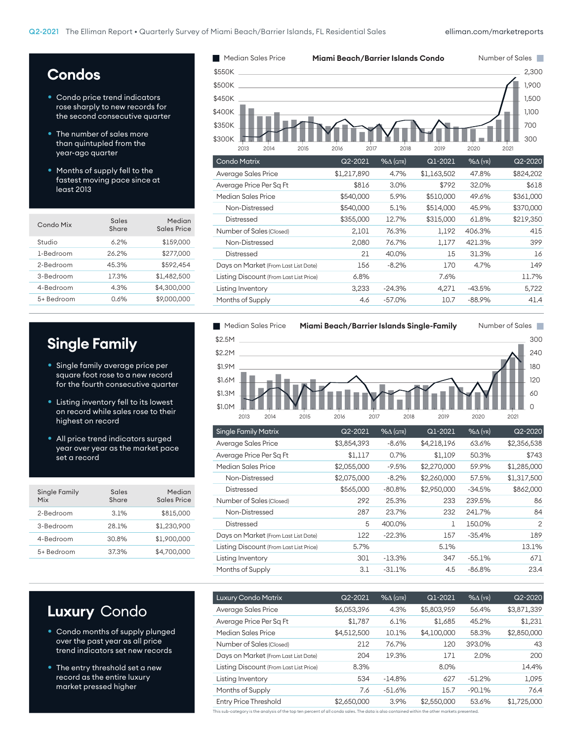## Condos

- Condo price trend indicators rose sharply to new records for the second consecutive quarter
- The number of sales more than quintupled from the year-ago quarter
- Months of supply fell to the fastest moving pace since at least 2013

**Miami Beach/Barrier Islands Condo**

| Condo Mix | Sales Share | Median Sales Price |
|---|---|---|
| Studio | 6.2% | $159,000 |
| 1-Bedroom | 26.2% | $277,000 |
| 2-Bedroom | 45.3% | $592,454 |
| 3-Bedroom | 17.3% | $1,482,500 |
| 4-Bedroom | 4.3% | $4,300,000 |
| 5+ Bedroom | 0.6% | $9,000,000 |

| Condo Matrix | Q2-2021 | %Δ (QTR) | Q1-2021 | %Δ (YR) | Q2-2020 |
|---|---|---|---|---|---|
| Average Sales Price | $1,217,890 | 4.7% | $1,163,502 | 47.8% | $824,202 |
| Average Price Per Sq Ft | $816 | 3.0% | $792 | 32.0% | $618 |
| Median Sales Price | $540,000 | 5.9% | $510,000 | 49.6% | $361,000 |
| Non-Distressed | $540,000 | 5.1% | $514,000 | 45.9% | $370,000 |
| Distressed | $355,000 | 12.7% | $315,000 | 61.8% | $219,350 |
| Number of Sales (Closed) | 2,101 | 76.3% | 1,192 | 406.3% | 415 |
| Non-Distressed | 2,080 | 76.7% | 1,177 | 421.3% | 399 |
| Distressed | 21 | 40.0% | 15 | 31.3% | 16 |
| Days on Market (From Last List Date) | 156 | -8.2% | 170 | 4.7% | 149 |
| Listing Discount (From Last List Price) | 6.8% | | 7.6% | | 11.7% |
| Listing Inventory | 3,233 | -24.3% | 4,271 | -43.5% | 5,722 |
| Months of Supply | 4.6 | -57.0% | 10.7 | -88.9% | 41.4 |

## Single Family

- Single family average price per square foot rose to a new record for the fourth consecutive quarter
- Listing inventory fell to its lowest on record while sales rose to their highest on record
- All price trend indicators surged year over year as the market pace set a record

**Miami Beach/Barrier Islands Single-Family**

| Single Family Mix | Sales Share | Median Sales Price |
|---|---|---|
| 2-Bedroom | 3.1% | $815,000 |
| 3-Bedroom | 28.1% | $1,230,900 |
| 4-Bedroom | 30.8% | $1,900,000 |
| 5+ Bedroom | 37.3% | $4,700,000 |

| Single Family Matrix | Q2-2021 | %Δ (QTR) | Q1-2021 | %Δ (YR) | Q2-2020 |
|---|---|---|---|---|---|
| Average Sales Price | $3,854,393 | -8.6% | $4,218,196 | 63.6% | $2,356,538 |
| Average Price Per Sq Ft | $1,117 | 0.7% | $1,109 | 50.3% | $743 |
| Median Sales Price | $2,055,000 | -9.5% | $2,270,000 | 59.9% | $1,285,000 |
| Non-Distressed | $2,075,000 | -8.2% | $2,260,000 | 57.5% | $1,317,500 |
| Distressed | $565,000 | -80.8% | $2,950,000 | -34.5% | $862,000 |
| Number of Sales (Closed) | 292 | 25.3% | 233 | 239.5% | 86 |
| Non-Distressed | 287 | 23.7% | 232 | 241.7% | 84 |
| Distressed | 5 | 400.0% | 1 | 150.0% | 2 |
| Days on Market (From Last List Date) | 122 | -22.3% | 157 | -35.4% | 189 |
| Listing Discount (From Last List Price) | 5.7% | | 5.1% | | 13.1% |
| Listing Inventory | 301 | -13.3% | 347 | -55.1% | 671 |
| Months of Supply | 3.1 | -31.1% | 4.5 | -86.8% | 23.4 |

## Luxury Condo

- Condo months of supply plunged over the past year as all price trend indicators set new records
- The entry threshold set a new record as the entire luxury market pressed higher

| Luxury Condo Matrix | Q2-2021 | %Δ (QTR) | Q1-2021 | %Δ (YR) | Q2-2020 |
|---|---|---|---|---|---|
| Average Sales Price | $6,053,396 | 4.3% | $5,803,959 | 56.4% | $3,871,339 |
| Average Price Per Sq Ft | $1,787 | 6.1% | $1,685 | 45.2% | $1,231 |
| Median Sales Price | $4,512,500 | 10.1% | $4,100,000 | 58.3% | $2,850,000 |
| Number of Sales (Closed) | 212 | 76.7% | 120 | 393.0% | 43 |
| Days on Market (From Last List Date) | 204 | 19.3% | 171 | 2.0% | 200 |
| Listing Discount (From Last List Price) | 8.3% | | 8.0% | | 14.4% |
| Listing Inventory | 534 | -14.8% | 627 | -51.2% | 1,095 |
| Months of Supply | 7.6 | -51.6% | 15.7 | -90.1% | 76.4 |
| Entry Price Threshold | $2,650,000 | 3.9% | $2,550,000 | 53.6% | $1,725,000 |

This sub-category is the analysis of the top ten percent of all condo sales. The data is also contained within the other markets presented.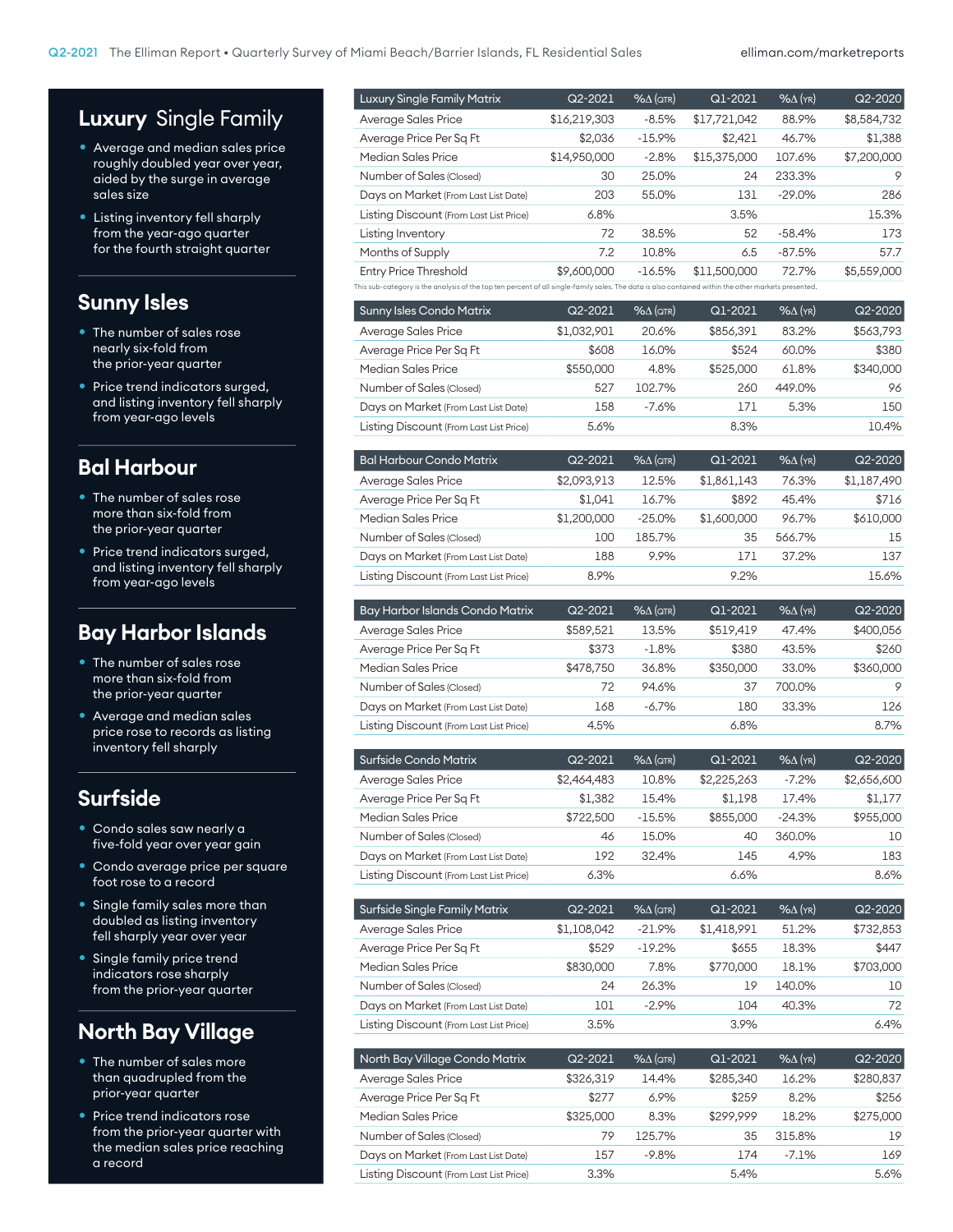## Luxury Single Family

- Average and median sales price roughly doubled year over year, aided by the surge in average sales size
- Listing inventory fell sharply from the year-ago quarter for the fourth straight quarter

| Luxury Single Family Matrix | Q2-2021 | %∆ (QTR) | Q1-2021 | %∆ (YR) | Q2-2020 |
|---|---|---|---|---|---|
| Average Sales Price | $16,219,303 | -8.5% | $17,721,042 | 88.9% | $8,584,732 |
| Average Price Per Sq Ft | $2,036 | -15.9% | $2,421 | 46.7% | $1,388 |
| Median Sales Price | $14,950,000 | -2.8% | $15,375,000 | 107.6% | $7,200,000 |
| Number of Sales (Closed) | 30 | 25.0% | 24 | 233.3% | 9 |
| Days on Market (From Last List Date) | 203 | 55.0% | 131 | -29.0% | 286 |
| Listing Discount (From Last List Price) | 6.8% | | 3.5% | | 15.3% |
| Listing Inventory | 72 | 38.5% | 52 | -58.4% | 173 |
| Months of Supply | 7.2 | 10.8% | 6.5 | -87.5% | 57.7 |
| Entry Price Threshold | $9,600,000 | -16.5% | $11,500,000 | 72.7% | $5,559,000 |

This sub-category is the analysis of the top ten percent of all single-family sales. The data is also contained within the other markets presented.

## Sunny Isles

- The number of sales rose nearly six-fold from the prior-year quarter
- Price trend indicators surged, and listing inventory fell sharply from year-ago levels

| Sunny Isles Condo Matrix | Q2-2021 | %∆ (QTR) | Q1-2021 | %∆ (YR) | Q2-2020 |
|---|---|---|---|---|---|
| Average Sales Price | $1,032,901 | 20.6% | $856,391 | 83.2% | $563,793 |
| Average Price Per Sq Ft | $608 | 16.0% | $524 | 60.0% | $380 |
| Median Sales Price | $550,000 | 4.8% | $525,000 | 61.8% | $340,000 |
| Number of Sales (Closed) | 527 | 102.7% | 260 | 449.0% | 96 |
| Days on Market (From Last List Date) | 158 | -7.6% | 171 | 5.3% | 150 |
| Listing Discount (From Last List Price) | 5.6% | | 8.3% | | 10.4% |

## Bal Harbour

- The number of sales rose more than six-fold from the prior-year quarter
- Price trend indicators surged, and listing inventory fell sharply from year-ago levels

| Bal Harbour Condo Matrix | Q2-2021 | %∆ (QTR) | Q1-2021 | %∆ (YR) | Q2-2020 |
|---|---|---|---|---|---|
| Average Sales Price | $2,093,913 | 12.5% | $1,861,143 | 76.3% | $1,187,490 |
| Average Price Per Sq Ft | $1,041 | 16.7% | $892 | 45.4% | $716 |
| Median Sales Price | $1,200,000 | -25.0% | $1,600,000 | 96.7% | $610,000 |
| Number of Sales (Closed) | 100 | 185.7% | 35 | 566.7% | 15 |
| Days on Market (From Last List Date) | 188 | 9.9% | 171 | 37.2% | 137 |
| Listing Discount (From Last List Price) | 8.9% | | 9.2% | | 15.6% |

## Bay Harbor Islands

- The number of sales rose more than six-fold from the prior-year quarter
- Average and median sales price rose to records as listing inventory fell sharply

| Bay Harbor Islands Condo Matrix | Q2-2021 | %∆ (QTR) | Q1-2021 | %∆ (YR) | Q2-2020 |
|---|---|---|---|---|---|
| Average Sales Price | $589,521 | 13.5% | $519,419 | 47.4% | $400,056 |
| Average Price Per Sq Ft | $373 | -1.8% | $380 | 43.5% | $260 |
| Median Sales Price | $478,750 | 36.8% | $350,000 | 33.0% | $360,000 |
| Number of Sales (Closed) | 72 | 94.6% | 37 | 700.0% | 9 |
| Days on Market (From Last List Date) | 168 | -6.7% | 180 | 33.3% | 126 |
| Listing Discount (From Last List Price) | 4.5% | | 6.8% | | 8.7% |

## Surfside

- Condo sales saw nearly a five-fold year over year gain
- Condo average price per square foot rose to a record
- Single family sales more than doubled as listing inventory fell sharply year over year
- Single family price trend indicators rose sharply from the prior-year quarter

| Surfside Condo Matrix | Q2-2021 | %∆ (QTR) | Q1-2021 | %∆ (YR) | Q2-2020 |
|---|---|---|---|---|---|
| Average Sales Price | $2,464,483 | 10.8% | $2,225,263 | -7.2% | $2,656,600 |
| Average Price Per Sq Ft | $1,382 | 15.4% | $1,198 | 17.4% | $1,177 |
| Median Sales Price | $722,500 | -15.5% | $855,000 | -24.3% | $955,000 |
| Number of Sales (Closed) | 46 | 15.0% | 40 | 360.0% | 10 |
| Days on Market (From Last List Date) | 192 | 32.4% | 145 | 4.9% | 183 |
| Listing Discount (From Last List Price) | 6.3% | | 6.6% | | 8.6% |

| Surfside Single Family Matrix | Q2-2021 | %∆ (QTR) | Q1-2021 | %∆ (YR) | Q2-2020 |
|---|---|---|---|---|---|
| Average Sales Price | $1,108,042 | -21.9% | $1,418,991 | 51.2% | $732,853 |
| Average Price Per Sq Ft | $529 | -19.2% | $655 | 18.3% | $447 |
| Median Sales Price | $830,000 | 7.8% | $770,000 | 18.1% | $703,000 |
| Number of Sales (Closed) | 24 | 26.3% | 19 | 140.0% | 10 |
| Days on Market (From Last List Date) | 101 | -2.9% | 104 | 40.3% | 72 |
| Listing Discount (From Last List Price) | 3.5% | | 3.9% | | 6.4% |

## North Bay Village

- The number of sales more than quadrupled from the prior-year quarter
- Price trend indicators rose from the prior-year quarter with the median sales price reaching a record

| North Bay Village Condo Matrix | Q2-2021 | %∆ (QTR) | Q1-2021 | %∆ (YR) | Q2-2020 |
|---|---|---|---|---|---|
| Average Sales Price | $326,319 | 14.4% | $285,340 | 16.2% | $280,837 |
| Average Price Per Sq Ft | $277 | 6.9% | $259 | 8.2% | $256 |
| Median Sales Price | $325,000 | 8.3% | $299,999 | 18.2% | $275,000 |
| Number of Sales (Closed) | 79 | 125.7% | 35 | 315.8% | 19 |
| Days on Market (From Last List Date) | 157 | -9.8% | 174 | -7.1% | 169 |
| Listing Discount (From Last List Price) | 3.3% | | 5.4% | | 5.6% |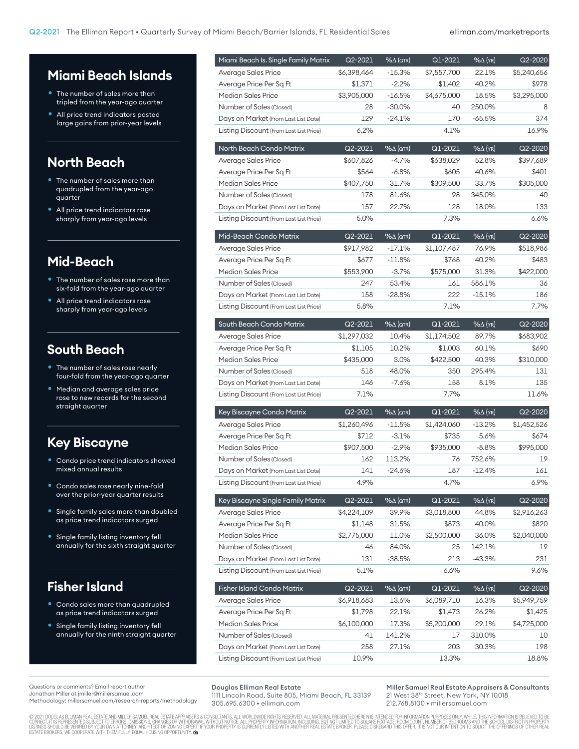## Miami Beach Islands

- The number of sales more than tripled from the year-ago quarter
- All price trend indicators posted large gains from prior-year levels

| Miami Beach Is. Single Family Matrix | Q2-2021 | %Δ (QTR) | Q1-2021 | %Δ (YR) | Q2-2020 |
|---|---|---|---|---|---|
| Average Sales Price | $6,398,464 | -15.3% | $7,557,700 | 22.1% | $5,240,656 |
| Average Price Per Sq Ft | $1,371 | -2.2% | $1,402 | 40.2% | $978 |
| Median Sales Price | $3,905,000 | -16.5% | $4,675,000 | 18.5% | $3,295,000 |
| Number of Sales (Closed) | 28 | -30.0% | 40 | 250.0% | 8 |
| Days on Market (From Last List Date) | 129 | -24.1% | 170 | -65.5% | 374 |
| Listing Discount (From Last List Price) | 6.2% | | 4.1% | | 16.9% |

## North Beach

- The number of sales more than quadrupled from the year-ago quarter
- All price trend indicators rose sharply from year-ago levels

| North Beach Condo Matrix | Q2-2021 | %Δ (QTR) | Q1-2021 | %Δ (YR) | Q2-2020 |
|---|---|---|---|---|---|
| Average Sales Price | $607,826 | -4.7% | $638,029 | 52.8% | $397,689 |
| Average Price Per Sq Ft | $564 | -6.8% | $605 | 40.6% | $401 |
| Median Sales Price | $407,750 | 31.7% | $309,500 | 33.7% | $305,000 |
| Number of Sales (Closed) | 178 | 81.6% | 98 | 345.0% | 40 |
| Days on Market (From Last List Date) | 157 | 22.7% | 128 | 18.0% | 133 |
| Listing Discount (From Last List Price) | 5.0% | | 7.3% | | 6.6% |

## Mid-Beach

- The number of sales rose more than six-fold from the year-ago quarter
- All price trend indicators rose sharply from year-ago levels

| Mid-Beach Condo Matrix | Q2-2021 | %Δ (QTR) | Q1-2021 | %Δ (YR) | Q2-2020 |
|---|---|---|---|---|---|
| Average Sales Price | $917,982 | -17.1% | $1,107,487 | 76.9% | $518,986 |
| Average Price Per Sq Ft | $677 | -11.8% | $768 | 40.2% | $483 |
| Median Sales Price | $553,900 | -3.7% | $575,000 | 31.3% | $422,000 |
| Number of Sales (Closed) | 247 | 53.4% | 161 | 586.1% | 36 |
| Days on Market (From Last List Date) | 158 | -28.8% | 222 | -15.1% | 186 |
| Listing Discount (From Last List Price) | 5.8% | | 7.1% | | 7.7% |

## South Beach

- The number of sales rose nearly four-fold from the year-ago quarter
- Median and average sales price rose to new records for the second straight quarter

| South Beach Condo Matrix | Q2-2021 | %Δ (QTR) | Q1-2021 | %Δ (YR) | Q2-2020 |
|---|---|---|---|---|---|
| Average Sales Price | $1,297,032 | 10.4% | $1,174,502 | 89.7% | $683,902 |
| Average Price Per Sq Ft | $1,105 | 10.2% | $1,003 | 60.1% | $690 |
| Median Sales Price | $435,000 | 3.0% | $422,500 | 40.3% | $310,000 |
| Number of Sales (Closed) | 518 | 48.0% | 350 | 295.4% | 131 |
| Days on Market (From Last List Date) | 146 | -7.6% | 158 | 8.1% | 135 |
| Listing Discount (From Last List Price) | 7.1% | | 7.7% | | 11.6% |

## Key Biscayne

- Condo price trend indicators showed mixed annual results
- Condo sales rose nearly nine-fold over the prior-year quarter results
- Single family sales more than doubled as price trend indicators surged
- Single family listing inventory fell annually for the sixth straight quarter

| Key Biscayne Condo Matrix | Q2-2021 | %Δ (QTR) | Q1-2021 | %Δ (YR) | Q2-2020 |
|---|---|---|---|---|---|
| Average Sales Price | $1,260,496 | -11.5% | $1,424,060 | -13.2% | $1,452,526 |
| Average Price Per Sq Ft | $712 | -3.1% | $735 | 5.6% | $674 |
| Median Sales Price | $907,500 | -2.9% | $935,000 | -8.8% | $995,000 |
| Number of Sales (Closed) | 162 | 113.2% | 76 | 752.6% | 19 |
| Days on Market (From Last List Date) | 141 | -24.6% | 187 | -12.4% | 161 |
| Listing Discount (From Last List Price) | 4.9% | | 4.7% | | 6.9% |

| Key Biscayne Single Family Matrix | Q2-2021 | %Δ (QTR) | Q1-2021 | %Δ (YR) | Q2-2020 |
|---|---|---|---|---|---|
| Average Sales Price | $4,224,109 | 39.9% | $3,018,800 | 44.8% | $2,916,263 |
| Average Price Per Sq Ft | $1,148 | 31.5% | $873 | 40.0% | $820 |
| Median Sales Price | $2,775,000 | 11.0% | $2,500,000 | 36.0% | $2,040,000 |
| Number of Sales (Closed) | 46 | 84.0% | 25 | 142.1% | 19 |
| Days on Market (From Last List Date) | 131 | -38.5% | 213 | -43.3% | 231 |
| Listing Discount (From Last List Price) | 5.1% | | 6.6% | | 9.6% |

## Fisher Island

- Condo sales more than quadrupled as price trend indicators surged
- Single family listing inventory fell annually for the ninth straight quarter

| Fisher Island Condo Matrix | Q2-2021 | %Δ (QTR) | Q1-2021 | %Δ (YR) | Q2-2020 |
|---|---|---|---|---|---|
| Average Sales Price | $6,918,683 | 13.6% | $6,089,710 | 16.3% | $5,949,759 |
| Average Price Per Sq Ft | $1,798 | 22.1% | $1,473 | 26.2% | $1,425 |
| Median Sales Price | $6,100,000 | 17.3% | $5,200,000 | 29.1% | $4,725,000 |
| Number of Sales (Closed) | 41 | 141.2% | 17 | 310.0% | 10 |
| Days on Market (From Last List Date) | 258 | 27.1% | 203 | 30.3% | 198 |
| Listing Discount (From Last List Price) | 10.9% | | 13.3% | | 18.8% |

Questions or comments? Email report author Jonathan Miller at jmiller@millersamuel.com
Methodology: millersamuel.com/research-reports/methodology

**Douglas Elliman Real Estate**
1111 Lincoln Road, Suite 805, Miami Beach, FL 33139
305.695.6300 • elliman.com

**Miller Samuel Real Estate Appraisers & Consultants**
21 West 38th Street, New York, NY 10018
212.768.8100 • millersamuel.com

© 2021 DOUGLAS ELLIMAN REAL ESTATE AND MILLER SAMUEL REAL ESTATE APPRAISERS & CONSULTANTS. ALL WORLDWIDE RIGHTS RESERVED. ALL MATERIAL PRESENTED HEREIN IS INTENDED FOR INFORMATION PURPOSES ONLY. WHILE, THIS INFORMATION IS BELIEVED TO BE CORRECT, IT IS REPRESENTED SUBJECT TO ERRORS, OMISSIONS, CHANGES OR WITHDRAWAL WITHOUT NOTICE. ALL PROPERTY INFORMATION, INCLUDING, BUT NOT LIMITED TO SQUARE FOOTAGE, ROOM COUNT, NUMBER OF BEDROOMS AND THE SCHOOL DISTRICT IN PROPERTY LISTINGS SHOULD BE VERIFIED BY YOUR OWN ATTORNEY, ARCHITECT OR ZONING EXPERT. IF YOUR PROPERTY IS CURRENTLY LISTED WITH ANOTHER REAL ESTATE BROKER, PLEASE DISREGARD THIS OFFER. IT IS NOT OUR INTENTION TO SOLICIT THE OFFERINGS OF OTHER REAL ESTATE BROKERS. WE COOPERATE WITH THEM FULLY. EQUAL HOUSING OPPORTUNITY.